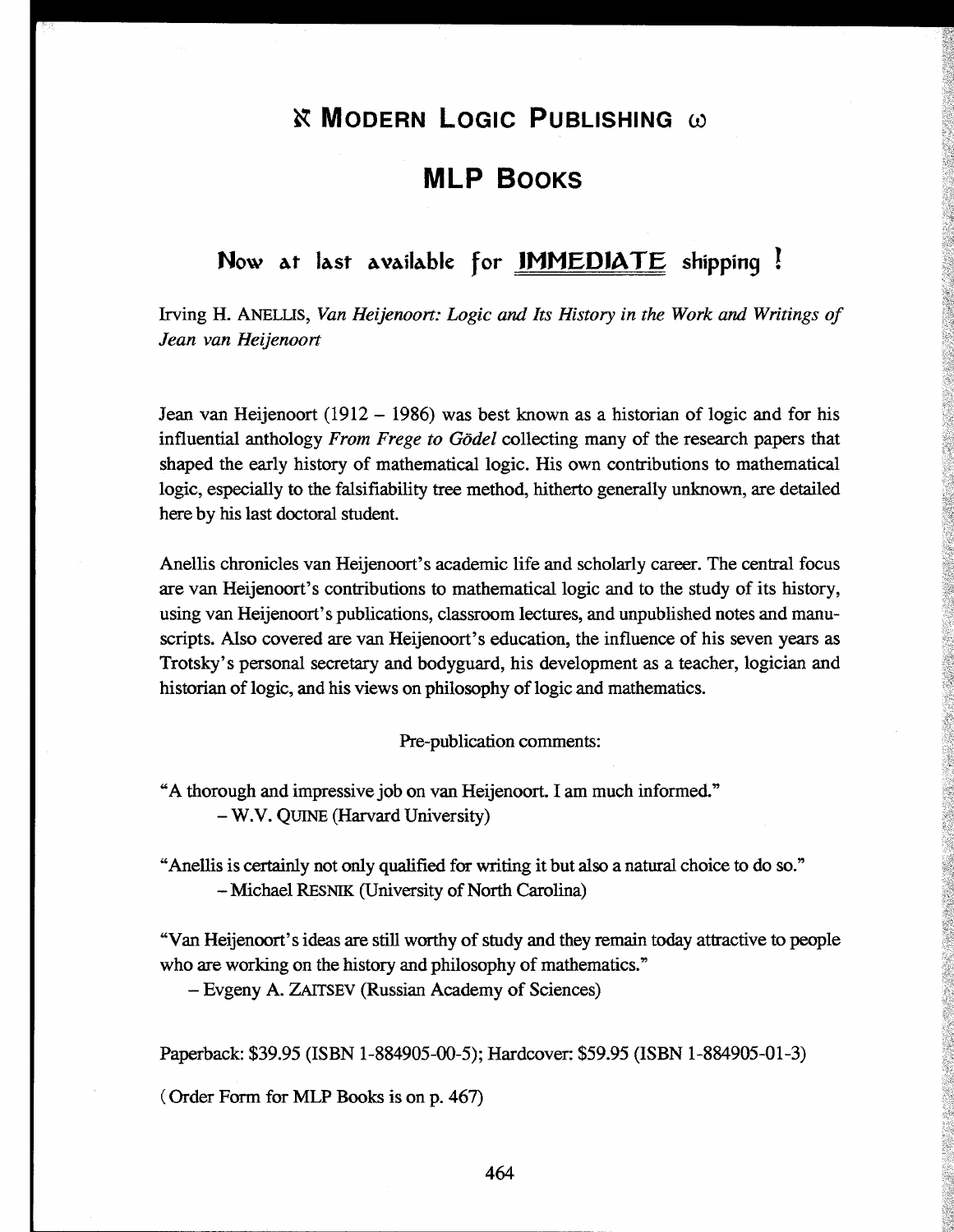# ℵ Modern Logic Publishing ω

# MLP Books

## Now at last available for **IMMEDIATE** shipping !

Irving H. ANELLIS, *Van Heijenoort: Logic and Its History in the Work and Writings of Jean van Heijenoort*

Jean van Heijenoort (1912 – 1986) was best known as a historian of logic and for his influential anthology *From Frege to Gödel* collecting many of the research papers that shaped the early history of mathematical logic. His own contributions to mathematical logic, especially to the falsifiability tree method, hitherto generally unknown, are detailed here by his last doctoral student.

Anellis chronicles van Heijenoort's academic life and scholarly career. The central focus are van Heijenoort's contributions to mathematical logic and to the study of its history, using van Heijenoort's publications, classroom lectures, and unpublished notes and manuscripts. Also covered are van Heijenoort's education, the influence of his seven years as Trotsky's personal secretary and bodyguard, his development as a teacher, logician and historian of logic, and his views on philosophy of logic and mathematics.

Pre-publication comments:

"A thorough and impressive job on van Heijenoort. I am much informed."
– W.V. QUINE (Harvard University)

"Anellis is certainly not only qualified for writing it but also a natural choice to do so."
– Michael RESNIK (University of North Carolina)

"Van Heijenoort's ideas are still worthy of study and they remain today attractive to people who are working on the history and philosophy of mathematics."
– Evgeny A. ZAITSEV (Russian Academy of Sciences)

Paperback: $39.95 (ISBN 1-884905-00-5); Hardcover: $59.95 (ISBN 1-884905-01-3)

( Order Form for MLP Books is on p. 467)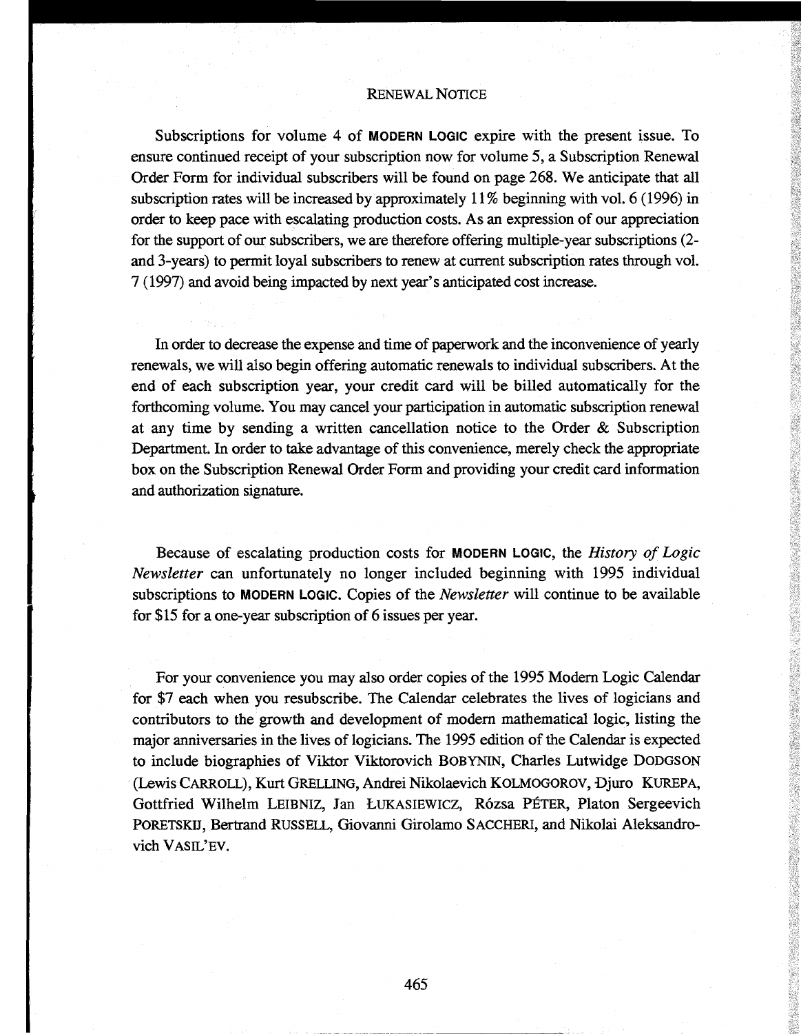# RENEWAL NOTICE

Subscriptions for volume 4 of **MODERN LOGIC** expire with the present issue. To ensure continued receipt of your subscription now for volume 5, a Subscription Renewal Order Form for individual subscribers will be found on page 268. We anticipate that all subscription rates will be increased by approximately 11% beginning with vol. 6 (1996) in order to keep pace with escalating production costs. As an expression of our appreciation for the support of our subscribers, we are therefore offering multiple-year subscriptions (2- and 3-years) to permit loyal subscribers to renew at current subscription rates through vol. 7 (1997) and avoid being impacted by next year's anticipated cost increase.

In order to decrease the expense and time of paperwork and the inconvenience of yearly renewals, we will also begin offering automatic renewals to individual subscribers. At the end of each subscription year, your credit card will be billed automatically for the forthcoming volume. You may cancel your participation in automatic subscription renewal at any time by sending a written cancellation notice to the Order & Subscription Department. In order to take advantage of this convenience, merely check the appropriate box on the Subscription Renewal Order Form and providing your credit card information and authorization signature.

Because of escalating production costs for **MODERN LOGIC**, the *History of Logic Newsletter* can unfortunately no longer included beginning with 1995 individual subscriptions to **MODERN LOGIC**. Copies of the *Newsletter* will continue to be available for $15 for a one-year subscription of 6 issues per year.

For your convenience you may also order copies of the 1995 Modern Logic Calendar for $7 each when you resubscribe. The Calendar celebrates the lives of logicians and contributors to the growth and development of modern mathematical logic, listing the major anniversaries in the lives of logicians. The 1995 edition of the Calendar is expected to include biographies of Viktor Viktorovich BOBYNIN, Charles Lutwidge DODGSON (Lewis CARROLL), Kurt GRELLING, Andrei Nikolaevich KOLMOGOROV, Đjuro KUREPA, Gottfried Wilhelm LEIBNIZ, Jan ŁUKASIEWICZ, Rózsa PÉTER, Platon Sergeevich PORETSKIĬ, Bertrand RUSSELL, Giovanni Girolamo SACCHERI, and Nikolai Aleksandrovich VASIL'EV.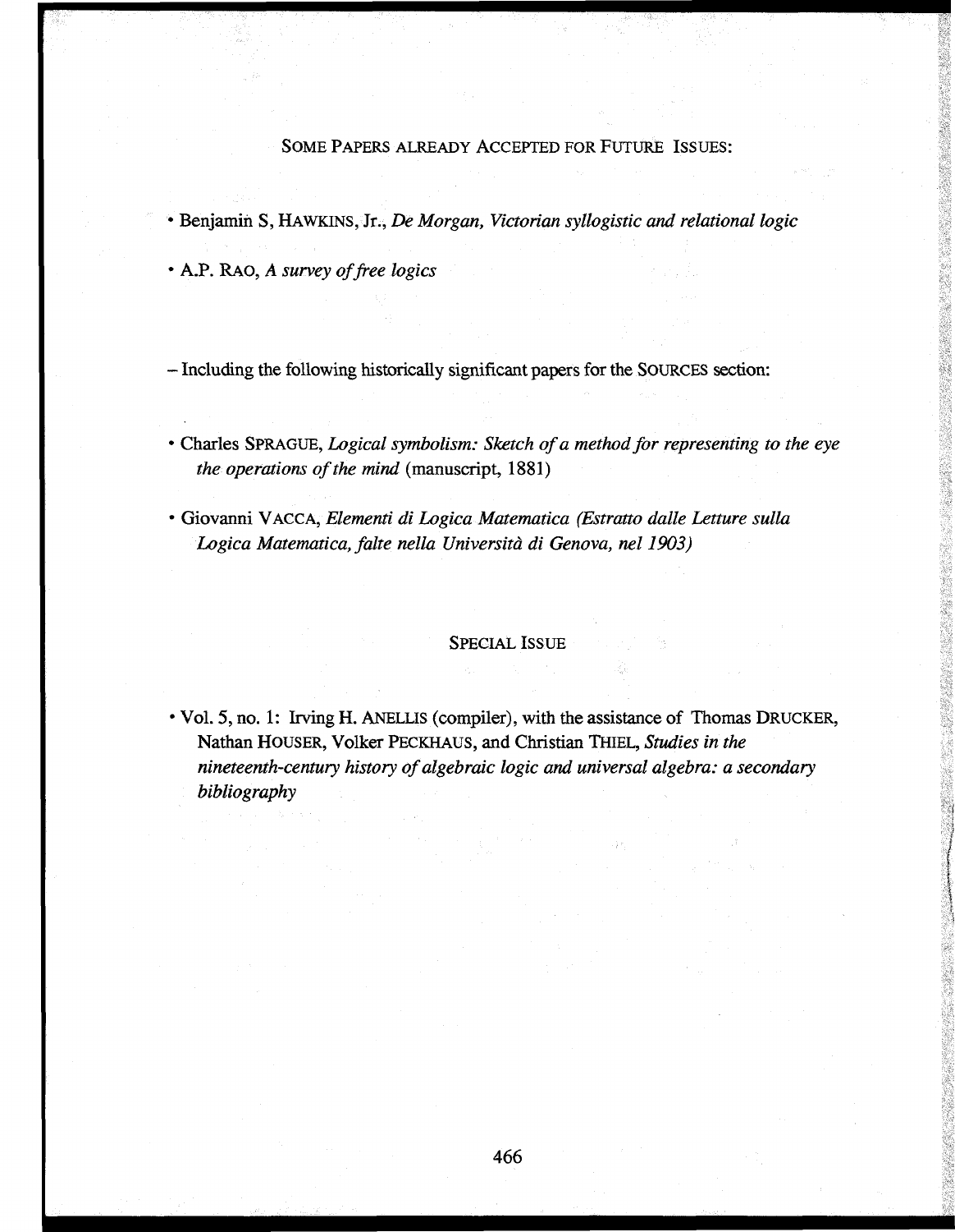## Some Papers already Accepted for Future Issues:

- Benjamin S, HAWKINS, Jr., *De Morgan, Victorian syllogistic and relational logic*
- A.P. RAO, *A survey of free logics*

– Including the following historically significant papers for the SOURCES section:

- Charles SPRAGUE, *Logical symbolism: Sketch of a method for representing to the eye the operations of the mind* (manuscript, 1881)
- Giovanni VACCA, *Elementi di Logica Matematica (Estratto dalle Letture sulla Logica Matematica, falte nella Università di Genova, nel 1903)*

## Special Issue

- Vol. 5, no. 1: Irving H. ANELLIS (compiler), with the assistance of Thomas DRUCKER, Nathan HOUSER, Volker PECKHAUS, and Christian THIEL, *Studies in the nineteenth-century history of algebraic logic and universal algebra: a secondary bibliography*